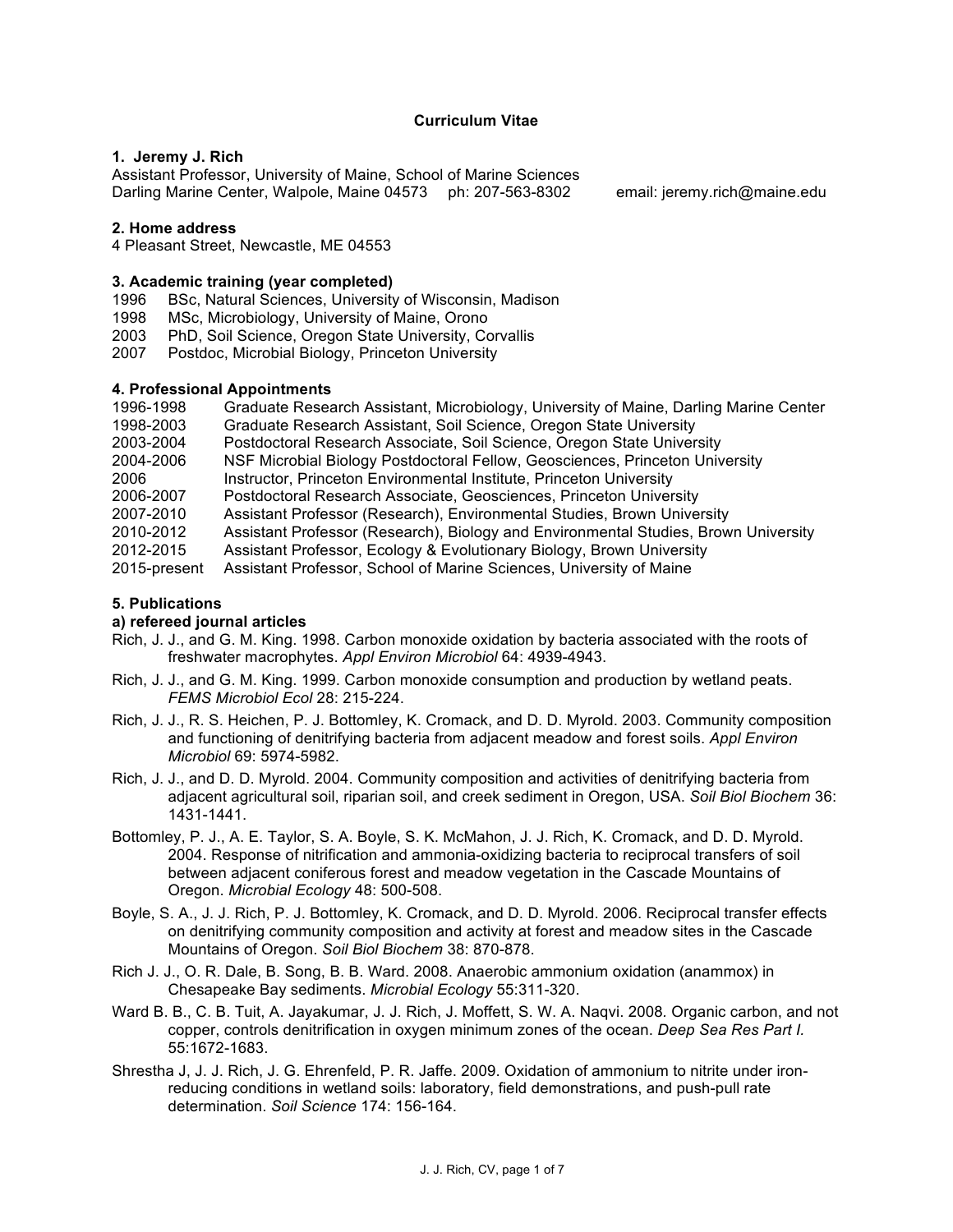# Curriculum Vitae

## 1. Jeremy J. Rich

Assistant Professor, University of Maine, School of Marine Sciences
Darling Marine Center, Walpole, Maine 04573 ph: 207-563-8302 email: jeremy.rich@maine.edu

## 2. Home address

4 Pleasant Street, Newcastle, ME 04553

## 3. Academic training (year completed)

1996 BSc, Natural Sciences, University of Wisconsin, Madison
1998 MSc, Microbiology, University of Maine, Orono
2003 PhD, Soil Science, Oregon State University, Corvallis
2007 Postdoc, Microbial Biology, Princeton University

## 4. Professional Appointments

1996-1998 Graduate Research Assistant, Microbiology, University of Maine, Darling Marine Center
1998-2003 Graduate Research Assistant, Soil Science, Oregon State University
2003-2004 Postdoctoral Research Associate, Soil Science, Oregon State University
2004-2006 NSF Microbial Biology Postdoctoral Fellow, Geosciences, Princeton University
2006 Instructor, Princeton Environmental Institute, Princeton University
2006-2007 Postdoctoral Research Associate, Geosciences, Princeton University
2007-2010 Assistant Professor (Research), Environmental Studies, Brown University
2010-2012 Assistant Professor (Research), Biology and Environmental Studies, Brown University
2012-2015 Assistant Professor, Ecology & Evolutionary Biology, Brown University
2015-present Assistant Professor, School of Marine Sciences, University of Maine

## 5. Publications

### a) refereed journal articles

Rich, J. J., and G. M. King. 1998. Carbon monoxide oxidation by bacteria associated with the roots of freshwater macrophytes. *Appl Environ Microbiol* 64: 4939-4943.

Rich, J. J., and G. M. King. 1999. Carbon monoxide consumption and production by wetland peats. *FEMS Microbiol Ecol* 28: 215-224.

Rich, J. J., R. S. Heichen, P. J. Bottomley, K. Cromack, and D. D. Myrold. 2003. Community composition and functioning of denitrifying bacteria from adjacent meadow and forest soils. *Appl Environ Microbiol* 69: 5974-5982.

Rich, J. J., and D. D. Myrold. 2004. Community composition and activities of denitrifying bacteria from adjacent agricultural soil, riparian soil, and creek sediment in Oregon, USA. *Soil Biol Biochem* 36: 1431-1441.

Bottomley, P. J., A. E. Taylor, S. A. Boyle, S. K. McMahon, J. J. Rich, K. Cromack, and D. D. Myrold. 2004. Response of nitrification and ammonia-oxidizing bacteria to reciprocal transfers of soil between adjacent coniferous forest and meadow vegetation in the Cascade Mountains of Oregon. *Microbial Ecology* 48: 500-508.

Boyle, S. A., J. J. Rich, P. J. Bottomley, K. Cromack, and D. D. Myrold. 2006. Reciprocal transfer effects on denitrifying community composition and activity at forest and meadow sites in the Cascade Mountains of Oregon. *Soil Biol Biochem* 38: 870-878.

Rich J. J., O. R. Dale, B. Song, B. B. Ward. 2008. Anaerobic ammonium oxidation (anammox) in Chesapeake Bay sediments. *Microbial Ecology* 55:311-320.

Ward B. B., C. B. Tuit, A. Jayakumar, J. J. Rich, J. Moffett, S. W. A. Naqvi. 2008. Organic carbon, and not copper, controls denitrification in oxygen minimum zones of the ocean. *Deep Sea Res Part I.* 55:1672-1683.

Shrestha J, J. J. Rich, J. G. Ehrenfeld, P. R. Jaffe. 2009. Oxidation of ammonium to nitrite under iron-reducing conditions in wetland soils: laboratory, field demonstrations, and push-pull rate determination. *Soil Science* 174: 156-164.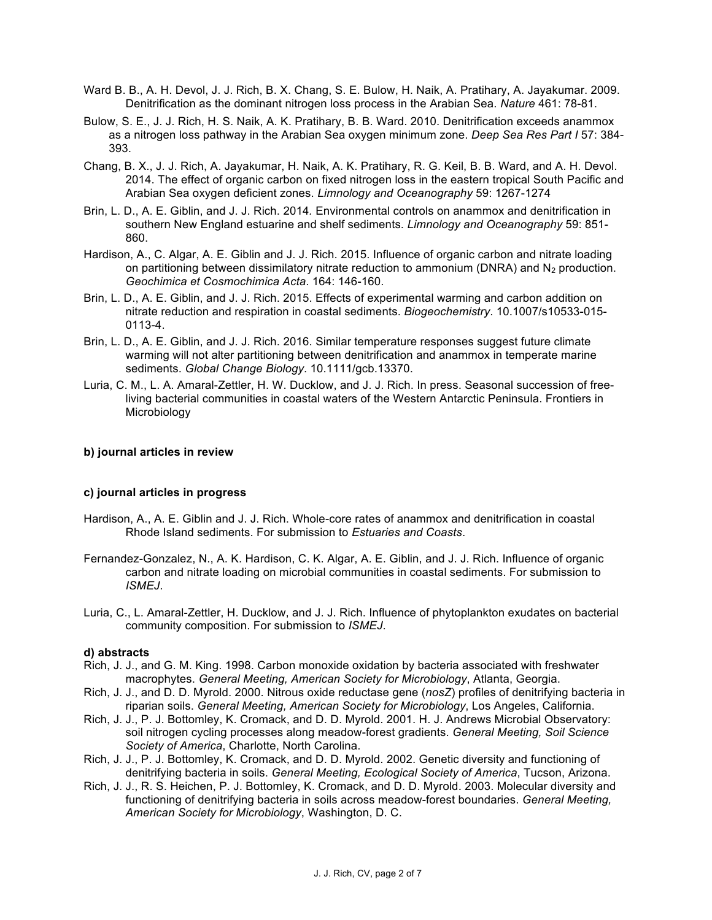Ward B. B., A. H. Devol, J. J. Rich, B. X. Chang, S. E. Bulow, H. Naik, A. Pratihary, A. Jayakumar. 2009. Denitrification as the dominant nitrogen loss process in the Arabian Sea. *Nature* 461: 78-81.

Bulow, S. E., J. J. Rich, H. S. Naik, A. K. Pratihary, B. B. Ward. 2010. Denitrification exceeds anammox as a nitrogen loss pathway in the Arabian Sea oxygen minimum zone. *Deep Sea Res Part I* 57: 384-393.

Chang, B. X., J. J. Rich, A. Jayakumar, H. Naik, A. K. Pratihary, R. G. Keil, B. B. Ward, and A. H. Devol. 2014. The effect of organic carbon on fixed nitrogen loss in the eastern tropical South Pacific and Arabian Sea oxygen deficient zones. *Limnology and Oceanography* 59: 1267-1274

Brin, L. D., A. E. Giblin, and J. J. Rich. 2014. Environmental controls on anammox and denitrification in southern New England estuarine and shelf sediments. *Limnology and Oceanography* 59: 851-860.

Hardison, A., C. Algar, A. E. Giblin and J. J. Rich. 2015. Influence of organic carbon and nitrate loading on partitioning between dissimilatory nitrate reduction to ammonium (DNRA) and $N_2$ production. *Geochimica et Cosmochimica Acta*. 164: 146-160.

Brin, L. D., A. E. Giblin, and J. J. Rich. 2015. Effects of experimental warming and carbon addition on nitrate reduction and respiration in coastal sediments. *Biogeochemistry*. 10.1007/s10533-015-0113-4.

Brin, L. D., A. E. Giblin, and J. J. Rich. 2016. Similar temperature responses suggest future climate warming will not alter partitioning between denitrification and anammox in temperate marine sediments. *Global Change Biology*. 10.1111/gcb.13370.

Luria, C. M., L. A. Amaral-Zettler, H. W. Ducklow, and J. J. Rich. In press. Seasonal succession of free-living bacterial communities in coastal waters of the Western Antarctic Peninsula. Frontiers in Microbiology

**b) journal articles in review**

**c) journal articles in progress**

Hardison, A., A. E. Giblin and J. J. Rich. Whole-core rates of anammox and denitrification in coastal Rhode Island sediments. For submission to *Estuaries and Coasts*.

Fernandez-Gonzalez, N., A. K. Hardison, C. K. Algar, A. E. Giblin, and J. J. Rich. Influence of organic carbon and nitrate loading on microbial communities in coastal sediments. For submission to *ISMEJ*.

Luria, C., L. Amaral-Zettler, H. Ducklow, and J. J. Rich. Influence of phytoplankton exudates on bacterial community composition. For submission to *ISMEJ*.

**d) abstracts**

Rich, J. J., and G. M. King. 1998. Carbon monoxide oxidation by bacteria associated with freshwater macrophytes. *General Meeting, American Society for Microbiology*, Atlanta, Georgia.

Rich, J. J., and D. D. Myrold. 2000. Nitrous oxide reductase gene (*nosZ*) profiles of denitrifying bacteria in riparian soils. *General Meeting, American Society for Microbiology*, Los Angeles, California.

Rich, J. J., P. J. Bottomley, K. Cromack, and D. D. Myrold. 2001. H. J. Andrews Microbial Observatory: soil nitrogen cycling processes along meadow-forest gradients. *General Meeting, Soil Science Society of America*, Charlotte, North Carolina.

Rich, J. J., P. J. Bottomley, K. Cromack, and D. D. Myrold. 2002. Genetic diversity and functioning of denitrifying bacteria in soils. *General Meeting, Ecological Society of America*, Tucson, Arizona.

Rich, J. J., R. S. Heichen, P. J. Bottomley, K. Cromack, and D. D. Myrold. 2003. Molecular diversity and functioning of denitrifying bacteria in soils across meadow-forest boundaries. *General Meeting, American Society for Microbiology*, Washington, D. C.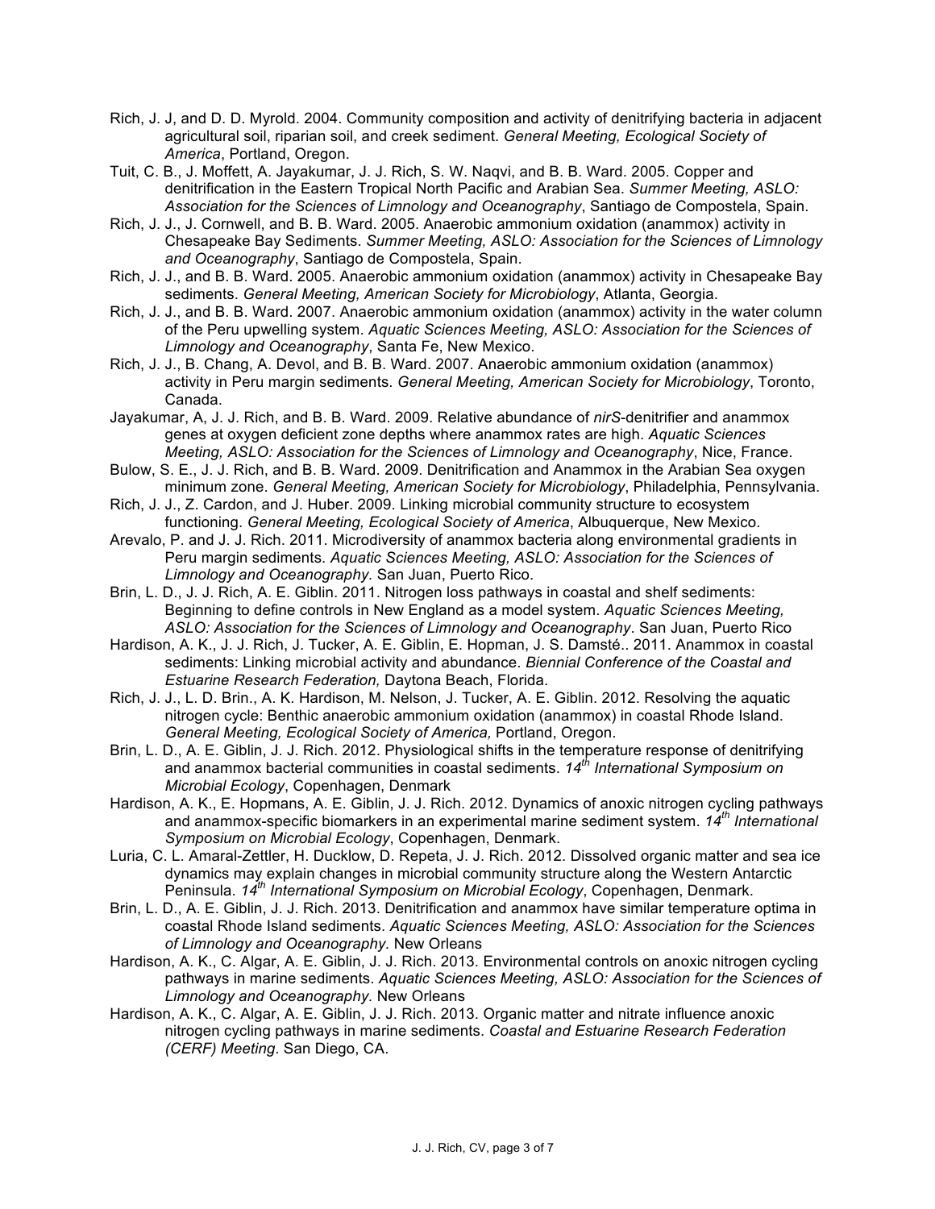Rich, J. J, and D. D. Myrold. 2004. Community composition and activity of denitrifying bacteria in adjacent agricultural soil, riparian soil, and creek sediment. *General Meeting, Ecological Society of America*, Portland, Oregon.

Tuit, C. B., J. Moffett, A. Jayakumar, J. J. Rich, S. W. Naqvi, and B. B. Ward. 2005. Copper and denitrification in the Eastern Tropical North Pacific and Arabian Sea. *Summer Meeting, ASLO: Association for the Sciences of Limnology and Oceanography*, Santiago de Compostela, Spain.

Rich, J. J., J. Cornwell, and B. B. Ward. 2005. Anaerobic ammonium oxidation (anammox) activity in Chesapeake Bay Sediments. *Summer Meeting, ASLO: Association for the Sciences of Limnology and Oceanography*, Santiago de Compostela, Spain.

Rich, J. J., and B. B. Ward. 2005. Anaerobic ammonium oxidation (anammox) activity in Chesapeake Bay sediments. *General Meeting, American Society for Microbiology*, Atlanta, Georgia.

Rich, J. J., and B. B. Ward. 2007. Anaerobic ammonium oxidation (anammox) activity in the water column of the Peru upwelling system. *Aquatic Sciences Meeting, ASLO: Association for the Sciences of Limnology and Oceanography*, Santa Fe, New Mexico.

Rich, J. J., B. Chang, A. Devol, and B. B. Ward. 2007. Anaerobic ammonium oxidation (anammox) activity in Peru margin sediments. *General Meeting, American Society for Microbiology*, Toronto, Canada.

Jayakumar, A, J. J. Rich, and B. B. Ward. 2009. Relative abundance of *nirS*-denitrifier and anammox genes at oxygen deficient zone depths where anammox rates are high. *Aquatic Sciences Meeting, ASLO: Association for the Sciences of Limnology and Oceanography*, Nice, France.

Bulow, S. E., J. J. Rich, and B. B. Ward. 2009. Denitrification and Anammox in the Arabian Sea oxygen minimum zone. *General Meeting, American Society for Microbiology*, Philadelphia, Pennsylvania.

Rich, J. J., Z. Cardon, and J. Huber. 2009. Linking microbial community structure to ecosystem functioning. *General Meeting, Ecological Society of America*, Albuquerque, New Mexico.

Arevalo, P. and J. J. Rich. 2011. Microdiversity of anammox bacteria along environmental gradients in Peru margin sediments. *Aquatic Sciences Meeting, ASLO: Association for the Sciences of Limnology and Oceanography.* San Juan, Puerto Rico.

Brin, L. D., J. J. Rich, A. E. Giblin. 2011. Nitrogen loss pathways in coastal and shelf sediments: Beginning to define controls in New England as a model system. *Aquatic Sciences Meeting, ASLO: Association for the Sciences of Limnology and Oceanography*. San Juan, Puerto Rico

Hardison, A. K., J. J. Rich, J. Tucker, A. E. Giblin, E. Hopman, J. S. Damsté.. 2011. Anammox in coastal sediments: Linking microbial activity and abundance. *Biennial Conference of the Coastal and Estuarine Research Federation,* Daytona Beach, Florida.

Rich, J. J., L. D. Brin., A. K. Hardison, M. Nelson, J. Tucker, A. E. Giblin. 2012. Resolving the aquatic nitrogen cycle: Benthic anaerobic ammonium oxidation (anammox) in coastal Rhode Island. *General Meeting, Ecological Society of America,* Portland, Oregon.

Brin, L. D., A. E. Giblin, J. J. Rich. 2012. Physiological shifts in the temperature response of denitrifying and anammox bacterial communities in coastal sediments. *14th International Symposium on Microbial Ecology*, Copenhagen, Denmark

Hardison, A. K., E. Hopmans, A. E. Giblin, J. J. Rich. 2012. Dynamics of anoxic nitrogen cycling pathways and anammox-specific biomarkers in an experimental marine sediment system. *14th International Symposium on Microbial Ecology*, Copenhagen, Denmark.

Luria, C. L. Amaral-Zettler, H. Ducklow, D. Repeta, J. J. Rich. 2012. Dissolved organic matter and sea ice dynamics may explain changes in microbial community structure along the Western Antarctic Peninsula. *14th International Symposium on Microbial Ecology*, Copenhagen, Denmark.

Brin, L. D., A. E. Giblin, J. J. Rich. 2013. Denitrification and anammox have similar temperature optima in coastal Rhode Island sediments. *Aquatic Sciences Meeting, ASLO: Association for the Sciences of Limnology and Oceanography.* New Orleans

Hardison, A. K., C. Algar, A. E. Giblin, J. J. Rich. 2013. Environmental controls on anoxic nitrogen cycling pathways in marine sediments. *Aquatic Sciences Meeting, ASLO: Association for the Sciences of Limnology and Oceanography.* New Orleans

Hardison, A. K., C. Algar, A. E. Giblin, J. J. Rich. 2013. Organic matter and nitrate influence anoxic nitrogen cycling pathways in marine sediments. *Coastal and Estuarine Research Federation (CERF) Meeting*. San Diego, CA.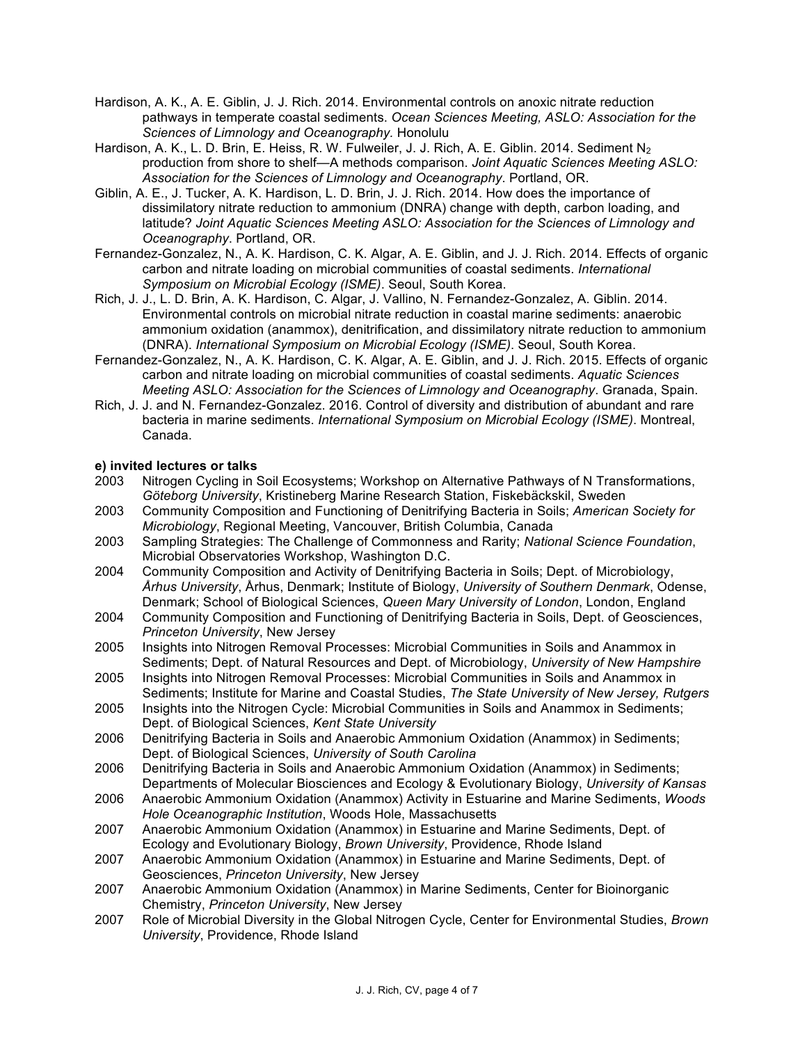Hardison, A. K., A. E. Giblin, J. J. Rich. 2014. Environmental controls on anoxic nitrate reduction pathways in temperate coastal sediments. *Ocean Sciences Meeting, ASLO: Association for the Sciences of Limnology and Oceanography*. Honolulu

Hardison, A. K., L. D. Brin, E. Heiss, R. W. Fulweiler, J. J. Rich, A. E. Giblin. 2014. Sediment $N_2$ production from shore to shelf—A methods comparison. *Joint Aquatic Sciences Meeting ASLO: Association for the Sciences of Limnology and Oceanography*. Portland, OR.

Giblin, A. E., J. Tucker, A. K. Hardison, L. D. Brin, J. J. Rich. 2014. How does the importance of dissimilatory nitrate reduction to ammonium (DNRA) change with depth, carbon loading, and latitude? *Joint Aquatic Sciences Meeting ASLO: Association for the Sciences of Limnology and Oceanography*. Portland, OR.

Fernandez-Gonzalez, N., A. K. Hardison, C. K. Algar, A. E. Giblin, and J. J. Rich. 2014. Effects of organic carbon and nitrate loading on microbial communities of coastal sediments. *International Symposium on Microbial Ecology (ISME)*. Seoul, South Korea.

Rich, J. J., L. D. Brin, A. K. Hardison, C. Algar, J. Vallino, N. Fernandez-Gonzalez, A. Giblin. 2014. Environmental controls on microbial nitrate reduction in coastal marine sediments: anaerobic ammonium oxidation (anammox), denitrification, and dissimilatory nitrate reduction to ammonium (DNRA). *International Symposium on Microbial Ecology (ISME)*. Seoul, South Korea.

Fernandez-Gonzalez, N., A. K. Hardison, C. K. Algar, A. E. Giblin, and J. J. Rich. 2015. Effects of organic carbon and nitrate loading on microbial communities of coastal sediments. *Aquatic Sciences Meeting ASLO: Association for the Sciences of Limnology and Oceanography*. Granada, Spain.

Rich, J. J. and N. Fernandez-Gonzalez. 2016. Control of diversity and distribution of abundant and rare bacteria in marine sediments. *International Symposium on Microbial Ecology (ISME)*. Montreal, Canada.

**e) invited lectures or talks**

2003 Nitrogen Cycling in Soil Ecosystems; Workshop on Alternative Pathways of N Transformations, *Göteborg University*, Kristineberg Marine Research Station, Fiskebäckskil, Sweden

2003 Community Composition and Functioning of Denitrifying Bacteria in Soils; *American Society for Microbiology*, Regional Meeting, Vancouver, British Columbia, Canada

2003 Sampling Strategies: The Challenge of Commonness and Rarity; *National Science Foundation*, Microbial Observatories Workshop, Washington D.C.

2004 Community Composition and Activity of Denitrifying Bacteria in Soils; Dept. of Microbiology, *Århus University*, Århus, Denmark; Institute of Biology, *University of Southern Denmark*, Odense, Denmark; School of Biological Sciences, *Queen Mary University of London*, London, England

2004 Community Composition and Functioning of Denitrifying Bacteria in Soils, Dept. of Geosciences, *Princeton University*, New Jersey

2005 Insights into Nitrogen Removal Processes: Microbial Communities in Soils and Anammox in Sediments; Dept. of Natural Resources and Dept. of Microbiology, *University of New Hampshire*

2005 Insights into Nitrogen Removal Processes: Microbial Communities in Soils and Anammox in Sediments; Institute for Marine and Coastal Studies, *The State University of New Jersey, Rutgers*

2005 Insights into the Nitrogen Cycle: Microbial Communities in Soils and Anammox in Sediments; Dept. of Biological Sciences, *Kent State University*

2006 Denitrifying Bacteria in Soils and Anaerobic Ammonium Oxidation (Anammox) in Sediments; Dept. of Biological Sciences, *University of South Carolina*

2006 Denitrifying Bacteria in Soils and Anaerobic Ammonium Oxidation (Anammox) in Sediments; Departments of Molecular Biosciences and Ecology & Evolutionary Biology, *University of Kansas*

2006 Anaerobic Ammonium Oxidation (Anammox) Activity in Estuarine and Marine Sediments, *Woods Hole Oceanographic Institution*, Woods Hole, Massachusetts

2007 Anaerobic Ammonium Oxidation (Anammox) in Estuarine and Marine Sediments, Dept. of Ecology and Evolutionary Biology, *Brown University*, Providence, Rhode Island

2007 Anaerobic Ammonium Oxidation (Anammox) in Estuarine and Marine Sediments, Dept. of Geosciences, *Princeton University*, New Jersey

2007 Anaerobic Ammonium Oxidation (Anammox) in Marine Sediments, Center for Bioinorganic Chemistry, *Princeton University*, New Jersey

2007 Role of Microbial Diversity in the Global Nitrogen Cycle, Center for Environmental Studies, *Brown University*, Providence, Rhode Island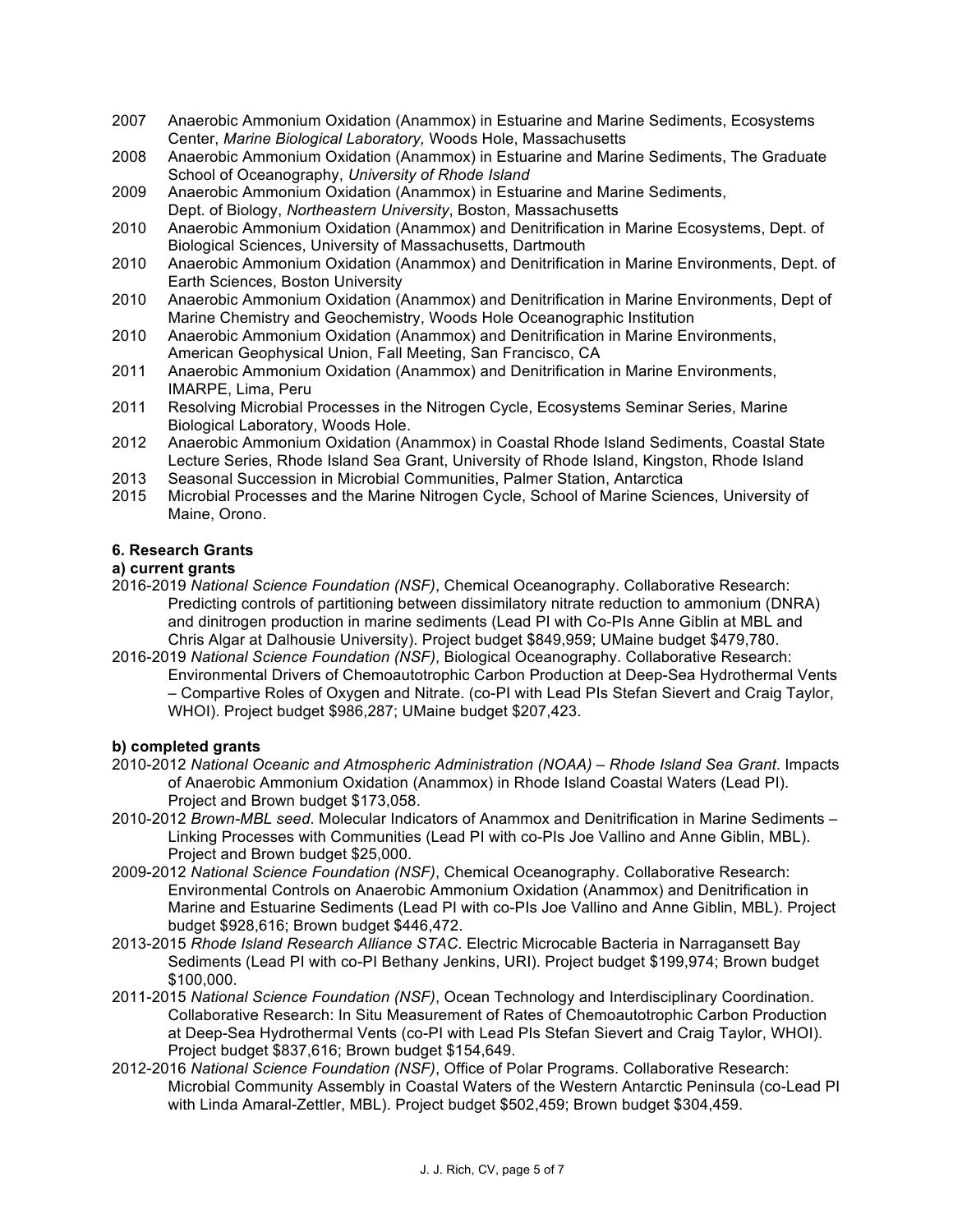2007 Anaerobic Ammonium Oxidation (Anammox) in Estuarine and Marine Sediments, Ecosystems Center, *Marine Biological Laboratory,* Woods Hole, Massachusetts

2008 Anaerobic Ammonium Oxidation (Anammox) in Estuarine and Marine Sediments, The Graduate School of Oceanography, *University of Rhode Island*

2009 Anaerobic Ammonium Oxidation (Anammox) in Estuarine and Marine Sediments, Dept. of Biology, *Northeastern University*, Boston, Massachusetts

2010 Anaerobic Ammonium Oxidation (Anammox) and Denitrification in Marine Ecosystems, Dept. of Biological Sciences, University of Massachusetts, Dartmouth

2010 Anaerobic Ammonium Oxidation (Anammox) and Denitrification in Marine Environments, Dept. of Earth Sciences, Boston University

2010 Anaerobic Ammonium Oxidation (Anammox) and Denitrification in Marine Environments, Dept of Marine Chemistry and Geochemistry, Woods Hole Oceanographic Institution

2010 Anaerobic Ammonium Oxidation (Anammox) and Denitrification in Marine Environments, American Geophysical Union, Fall Meeting, San Francisco, CA

2011 Anaerobic Ammonium Oxidation (Anammox) and Denitrification in Marine Environments, IMARPE, Lima, Peru

2011 Resolving Microbial Processes in the Nitrogen Cycle, Ecosystems Seminar Series, Marine Biological Laboratory, Woods Hole.

2012 Anaerobic Ammonium Oxidation (Anammox) in Coastal Rhode Island Sediments, Coastal State Lecture Series, Rhode Island Sea Grant, University of Rhode Island, Kingston, Rhode Island

2013 Seasonal Succession in Microbial Communities, Palmer Station, Antarctica

2015 Microbial Processes and the Marine Nitrogen Cycle, School of Marine Sciences, University of Maine, Orono.

### 6. Research Grants

#### a) current grants

2016-2019 *National Science Foundation (NSF)*, Chemical Oceanography. Collaborative Research: Predicting controls of partitioning between dissimilatory nitrate reduction to ammonium (DNRA) and dinitrogen production in marine sediments (Lead PI with Co-PIs Anne Giblin at MBL and Chris Algar at Dalhousie University). Project budget $849,959; UMaine budget $479,780.

2016-2019 *National Science Foundation (NSF)*, Biological Oceanography. Collaborative Research: Environmental Drivers of Chemoautotrophic Carbon Production at Deep-Sea Hydrothermal Vents – Compartive Roles of Oxygen and Nitrate. (co-PI with Lead PIs Stefan Sievert and Craig Taylor, WHOI). Project budget $986,287; UMaine budget $207,423.

#### b) completed grants

2010-2012 *National Oceanic and Atmospheric Administration (NOAA) – Rhode Island Sea Grant*. Impacts of Anaerobic Ammonium Oxidation (Anammox) in Rhode Island Coastal Waters (Lead PI). Project and Brown budget $173,058.

2010-2012 *Brown-MBL seed*. Molecular Indicators of Anammox and Denitrification in Marine Sediments – Linking Processes with Communities (Lead PI with co-PIs Joe Vallino and Anne Giblin, MBL). Project and Brown budget $25,000.

2009-2012 *National Science Foundation (NSF)*, Chemical Oceanography. Collaborative Research: Environmental Controls on Anaerobic Ammonium Oxidation (Anammox) and Denitrification in Marine and Estuarine Sediments (Lead PI with co-PIs Joe Vallino and Anne Giblin, MBL). Project budget $928,616; Brown budget $446,472.

2013-2015 *Rhode Island Research Alliance STAC*. Electric Microcable Bacteria in Narragansett Bay Sediments (Lead PI with co-PI Bethany Jenkins, URI). Project budget $199,974; Brown budget $100,000.

2011-2015 *National Science Foundation (NSF)*, Ocean Technology and Interdisciplinary Coordination. Collaborative Research: In Situ Measurement of Rates of Chemoautotrophic Carbon Production at Deep-Sea Hydrothermal Vents (co-PI with Lead PIs Stefan Sievert and Craig Taylor, WHOI). Project budget $837,616; Brown budget $154,649.

2012-2016 *National Science Foundation (NSF)*, Office of Polar Programs. Collaborative Research: Microbial Community Assembly in Coastal Waters of the Western Antarctic Peninsula (co-Lead PI with Linda Amaral-Zettler, MBL). Project budget $502,459; Brown budget $304,459.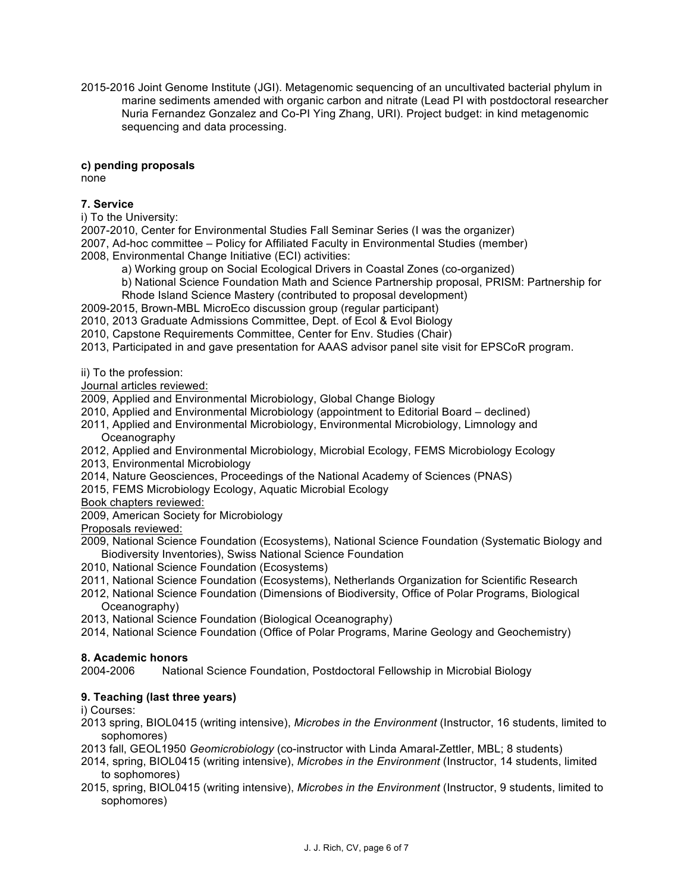2015-2016 Joint Genome Institute (JGI). Metagenomic sequencing of an uncultivated bacterial phylum in marine sediments amended with organic carbon and nitrate (Lead PI with postdoctoral researcher Nuria Fernandez Gonzalez and Co-PI Ying Zhang, URI). Project budget: in kind metagenomic sequencing and data processing.

**c) pending proposals**

none

**7. Service**

i) To the University:

2007-2010, Center for Environmental Studies Fall Seminar Series (I was the organizer)

2007, Ad-hoc committee – Policy for Affiliated Faculty in Environmental Studies (member)

2008, Environmental Change Initiative (ECI) activities:

a) Working group on Social Ecological Drivers in Coastal Zones (co-organized)

b) National Science Foundation Math and Science Partnership proposal, PRISM: Partnership for Rhode Island Science Mastery (contributed to proposal development)

2009-2015, Brown-MBL MicroEco discussion group (regular participant)

2010, 2013 Graduate Admissions Committee, Dept. of Ecol & Evol Biology

2010, Capstone Requirements Committee, Center for Env. Studies (Chair)

2013, Participated in and gave presentation for AAAS advisor panel site visit for EPSCoR program.

ii) To the profession:

Journal articles reviewed:

2009, Applied and Environmental Microbiology, Global Change Biology

2010, Applied and Environmental Microbiology (appointment to Editorial Board – declined)

2011, Applied and Environmental Microbiology, Environmental Microbiology, Limnology and Oceanography

2012, Applied and Environmental Microbiology, Microbial Ecology, FEMS Microbiology Ecology

2013, Environmental Microbiology

2014, Nature Geosciences, Proceedings of the National Academy of Sciences (PNAS)

2015, FEMS Microbiology Ecology, Aquatic Microbial Ecology

Book chapters reviewed:

2009, American Society for Microbiology

Proposals reviewed:

2009, National Science Foundation (Ecosystems), National Science Foundation (Systematic Biology and Biodiversity Inventories), Swiss National Science Foundation

2010, National Science Foundation (Ecosystems)

2011, National Science Foundation (Ecosystems), Netherlands Organization for Scientific Research

2012, National Science Foundation (Dimensions of Biodiversity, Office of Polar Programs, Biological Oceanography)

2013, National Science Foundation (Biological Oceanography)

2014, National Science Foundation (Office of Polar Programs, Marine Geology and Geochemistry)

**8. Academic honors**

2004-2006 National Science Foundation, Postdoctoral Fellowship in Microbial Biology

**9. Teaching (last three years)**

i) Courses:

2013 spring, BIOL0415 (writing intensive), *Microbes in the Environment* (Instructor, 16 students, limited to sophomores)

2013 fall, GEOL1950 *Geomicrobiology* (co-instructor with Linda Amaral-Zettler, MBL; 8 students)

2014, spring, BIOL0415 (writing intensive), *Microbes in the Environment* (Instructor, 14 students, limited to sophomores)

2015, spring, BIOL0415 (writing intensive), *Microbes in the Environment* (Instructor, 9 students, limited to sophomores)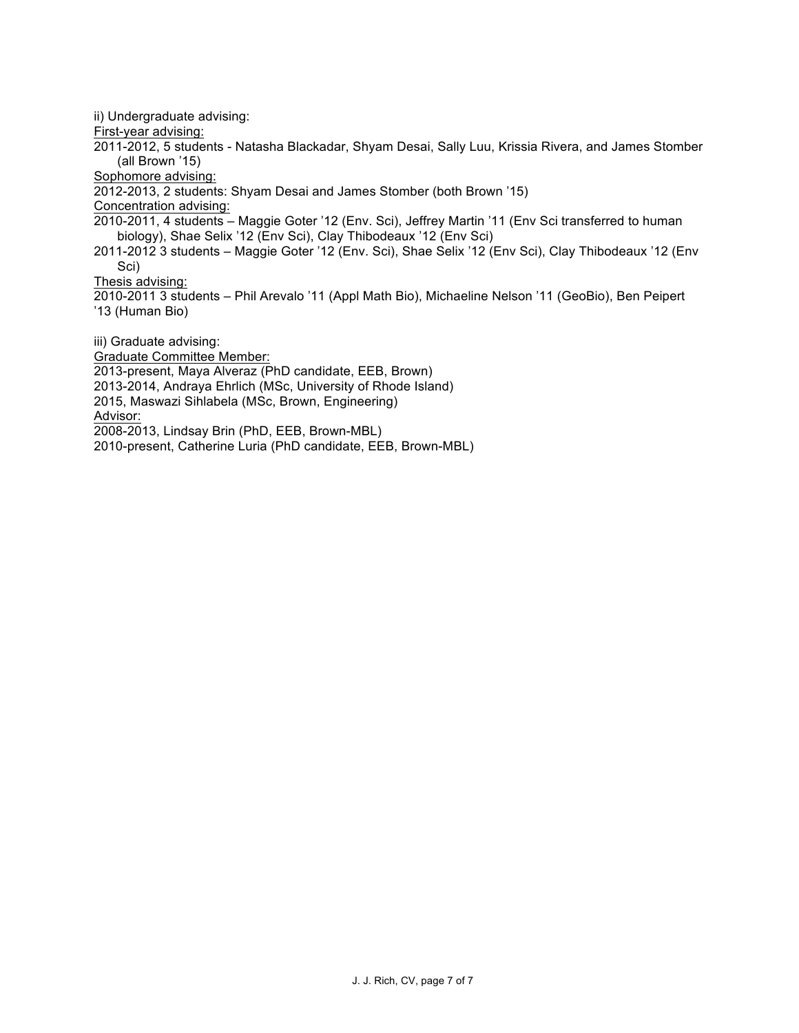ii) Undergraduate advising:

First-year advising:

2011-2012, 5 students - Natasha Blackadar, Shyam Desai, Sally Luu, Krissia Rivera, and James Stomber (all Brown '15)

Sophomore advising:

2012-2013, 2 students: Shyam Desai and James Stomber (both Brown '15)

Concentration advising:

2010-2011, 4 students – Maggie Goter '12 (Env. Sci), Jeffrey Martin '11 (Env Sci transferred to human biology), Shae Selix '12 (Env Sci), Clay Thibodeaux '12 (Env Sci)

2011-2012 3 students – Maggie Goter '12 (Env. Sci), Shae Selix '12 (Env Sci), Clay Thibodeaux '12 (Env Sci)

Thesis advising:

2010-2011 3 students – Phil Arevalo '11 (Appl Math Bio), Michaeline Nelson '11 (GeoBio), Ben Peipert '13 (Human Bio)

iii) Graduate advising:

Graduate Committee Member:

2013-present, Maya Alveraz (PhD candidate, EEB, Brown)

2013-2014, Andraya Ehrlich (MSc, University of Rhode Island)

2015, Maswazi Sihlabela (MSc, Brown, Engineering)

Advisor:

2008-2013, Lindsay Brin (PhD, EEB, Brown-MBL)

2010-present, Catherine Luria (PhD candidate, EEB, Brown-MBL)